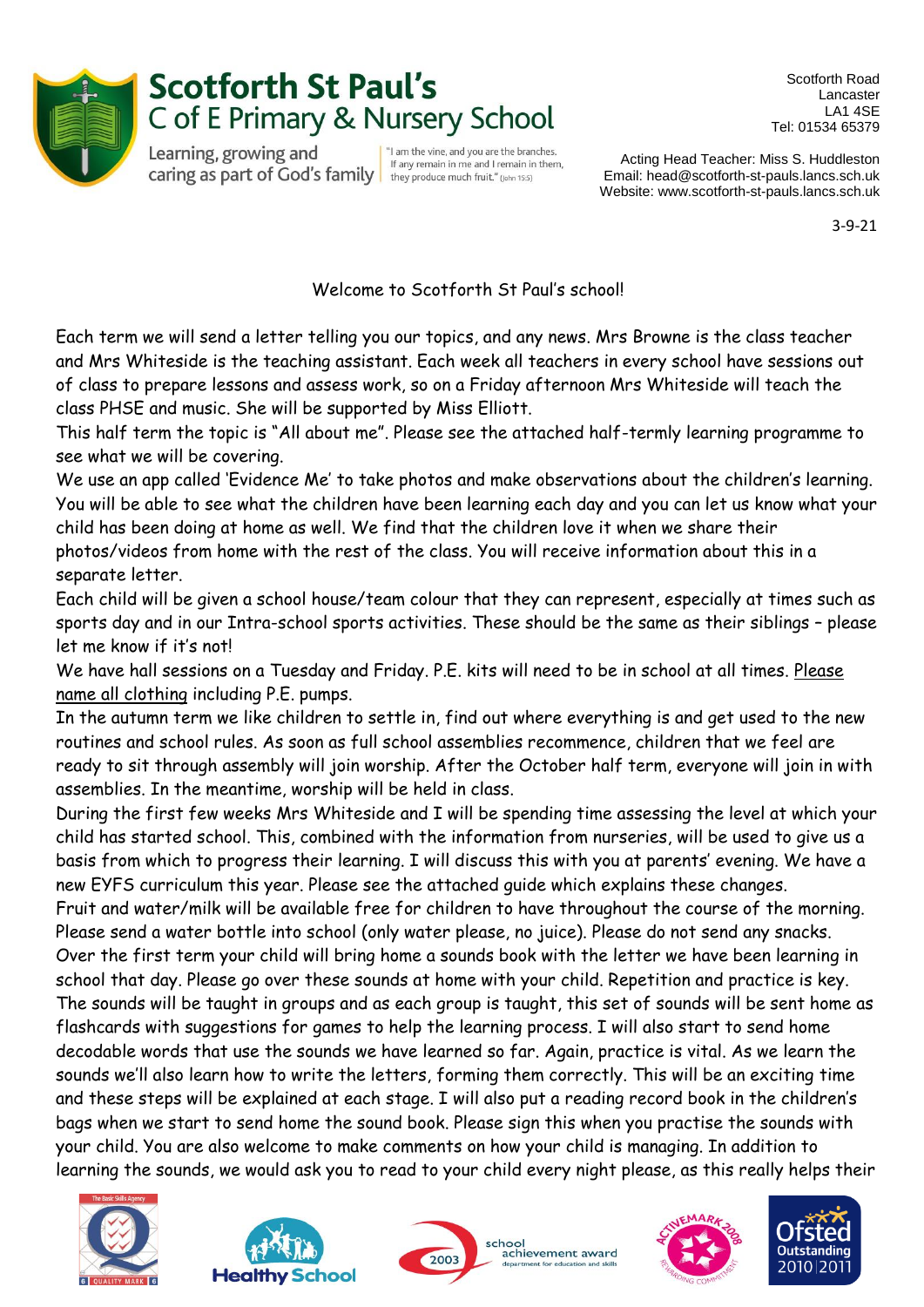# Scotforth St Paul's
## C of E Primary & Nursery School

Learning, growing and caring as part of God's family

"I am the vine, and you are the branches. If any remain in me and I remain in them, they produce much fruit." (John 15:5)

Scotforth Road
Lancaster
LA1 4SE
Tel: 01534 65379

Acting Head Teacher: Miss S. Huddleston
Email: head@scotforth-st-pauls.lancs.sch.uk
Website: www.scotforth-st-pauls.lancs.sch.uk

3-9-21

Welcome to Scotforth St Paul's school!

Each term we will send a letter telling you our topics, and any news. Mrs Browne is the class teacher and Mrs Whiteside is the teaching assistant. Each week all teachers in every school have sessions out of class to prepare lessons and assess work, so on a Friday afternoon Mrs Whiteside will teach the class PHSE and music. She will be supported by Miss Elliott.

This half term the topic is "All about me". Please see the attached half-termly learning programme to see what we will be covering.

We use an app called 'Evidence Me' to take photos and make observations about the children's learning. You will be able to see what the children have been learning each day and you can let us know what your child has been doing at home as well. We find that the children love it when we share their photos/videos from home with the rest of the class. You will receive information about this in a separate letter.

Each child will be given a school house/team colour that they can represent, especially at times such as sports day and in our Intra-school sports activities. These should be the same as their siblings – please let me know if it's not!

We have hall sessions on a Tuesday and Friday. P.E. kits will need to be in school at all times. <u>Please name all clothing</u> including P.E. pumps.

In the autumn term we like children to settle in, find out where everything is and get used to the new routines and school rules. As soon as full school assemblies recommence, children that we feel are ready to sit through assembly will join worship. After the October half term, everyone will join in with assemblies. In the meantime, worship will be held in class.

During the first few weeks Mrs Whiteside and I will be spending time assessing the level at which your child has started school. This, combined with the information from nurseries, will be used to give us a basis from which to progress their learning. I will discuss this with you at parents' evening. We have a new EYFS curriculum this year. Please see the attached guide which explains these changes.

Fruit and water/milk will be available free for children to have throughout the course of the morning. Please send a water bottle into school (only water please, no juice). Please do not send any snacks.

Over the first term your child will bring home a sounds book with the letter we have been learning in school that day. Please go over these sounds at home with your child. Repetition and practice is key. The sounds will be taught in groups and as each group is taught, this set of sounds will be sent home as flashcards with suggestions for games to help the learning process. I will also start to send home decodable words that use the sounds we have learned so far. Again, practice is vital. As we learn the sounds we'll also learn how to write the letters, forming them correctly. This will be an exciting time and these steps will be explained at each stage. I will also put a reading record book in the children's bags when we start to send home the sound book. Please sign this when you practise the sounds with your child. You are also welcome to make comments on how your child is managing. In addition to learning the sounds, we would ask you to read to your child every night please, as this really helps their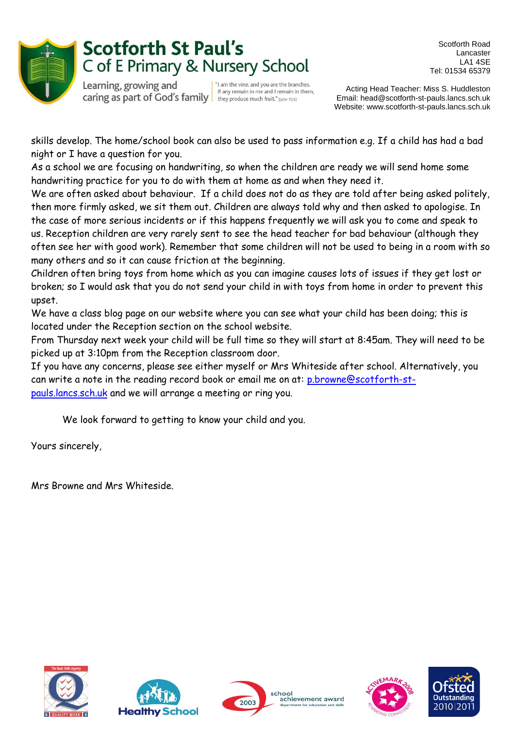skills develop. The home/school book can also be used to pass information e.g. If a child has had a bad night or I have a question for you.

As a school we are focusing on handwriting, so when the children are ready we will send home some handwriting practice for you to do with them at home as and when they need it.

We are often asked about behaviour. If a child does not do as they are told after being asked politely, then more firmly asked, we sit them out. Children are always told why and then asked to apologise. In the case of more serious incidents or if this happens frequently we will ask you to come and speak to us. Reception children are very rarely sent to see the head teacher for bad behaviour (although they often see her with good work). Remember that some children will not be used to being in a room with so many others and so it can cause friction at the beginning.

Children often bring toys from home which as you can imagine causes lots of issues if they get lost or broken; so I would ask that you do not send your child in with toys from home in order to prevent this upset.

We have a class blog page on our website where you can see what your child has been doing; this is located under the Reception section on the school website.

From Thursday next week your child will be full time so they will start at 8:45am. They will need to be picked up at 3:10pm from the Reception classroom door.

If you have any concerns, please see either myself or Mrs Whiteside after school. Alternatively, you can write a note in the reading record book or email me on at: p.browne@scotforth-st-pauls.lancs.sch.uk and we will arrange a meeting or ring you.

We look forward to getting to know your child and you.

Yours sincerely,

Mrs Browne and Mrs Whiteside.